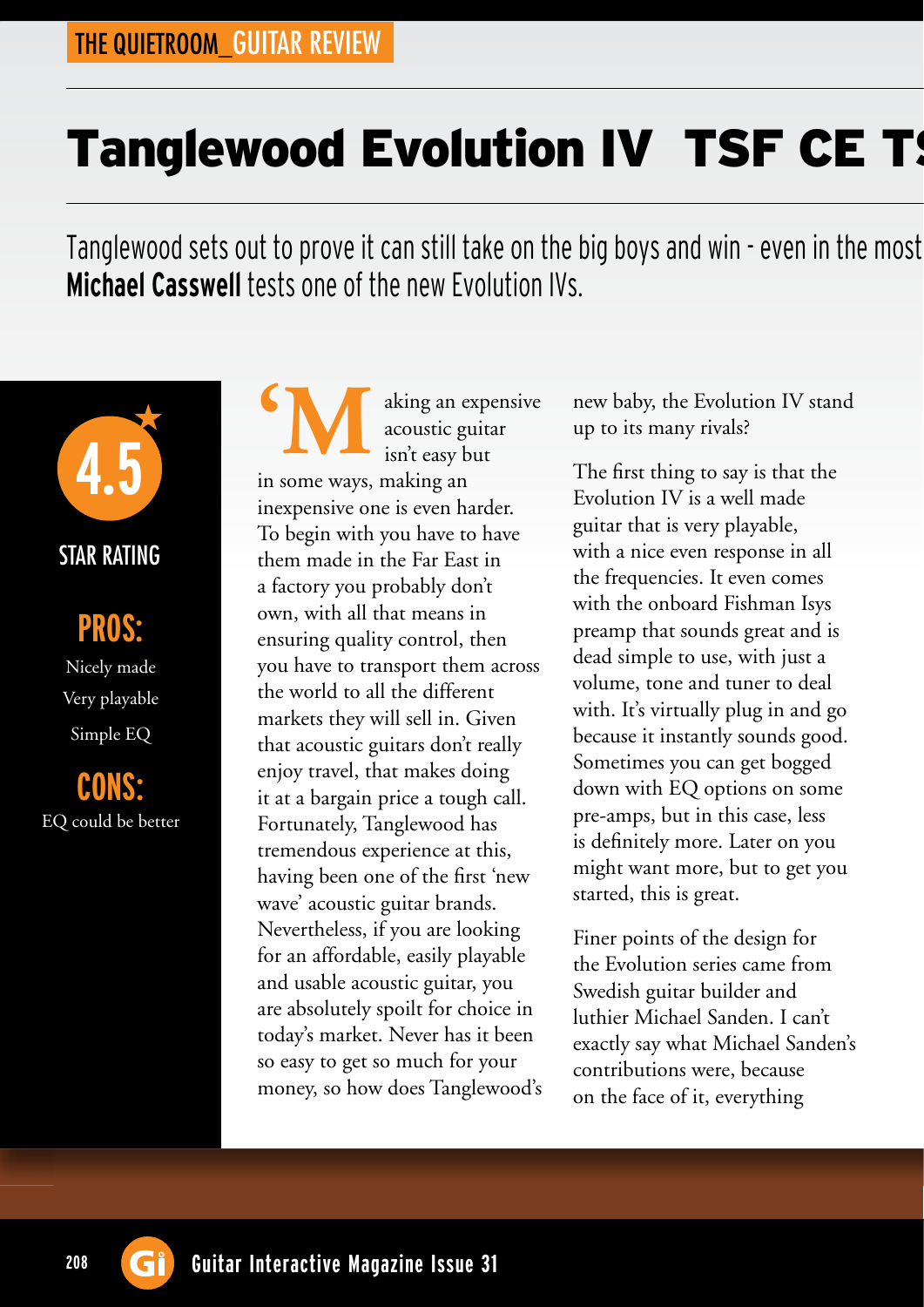THE QUIETROOM_GUITAR REVIEW

# Tanglewood Evolution IV TSF CE T

Tanglewood sets out to prove it can still take on the big boys and win - even in the most
**Michael Casswell** tests one of the new Evolution IVs.

**4.5**

STAR RATING

**PROS:**

Nicely made

Very playable

Simple EQ

**CONS:**

EQ could be better

'Making an expensive acoustic guitar isn't easy but in some ways, making an inexpensive one is even harder. To begin with you have to have them made in the Far East in a factory you probably don't own, with all that means in ensuring quality control, then you have to transport them across the world to all the different markets they will sell in. Given that acoustic guitars don't really enjoy travel, that makes doing it at a bargain price a tough call. Fortunately, Tanglewood has tremendous experience at this, having been one of the first 'new wave' acoustic guitar brands. Nevertheless, if you are looking for an affordable, easily playable and usable acoustic guitar, you are absolutely spoilt for choice in today's market. Never has it been so easy to get so much for your money, so how does Tanglewood's new baby, the Evolution IV stand up to its many rivals?

The first thing to say is that the Evolution IV is a well made guitar that is very playable, with a nice even response in all the frequencies. It even comes with the onboard Fishman Isys preamp that sounds great and is dead simple to use, with just a volume, tone and tuner to deal with. It's virtually plug in and go because it instantly sounds good. Sometimes you can get bogged down with EQ options on some pre-amps, but in this case, less is definitely more. Later on you might want more, but to get you started, this is great.

Finer points of the design for the Evolution series came from Swedish guitar builder and luthier Michael Sanden. I can't exactly say what Michael Sanden's contributions were, because on the face of it, everything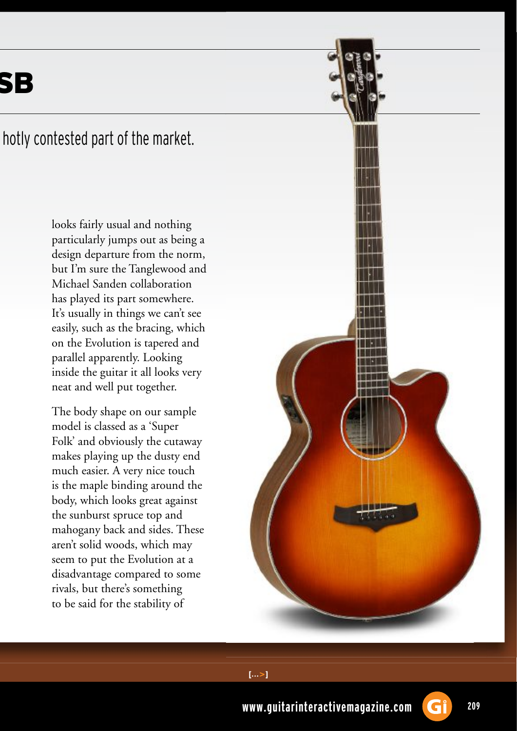# SB

hotly contested part of the market.

looks fairly usual and nothing particularly jumps out as being a design departure from the norm, but I'm sure the Tanglewood and Michael Sanden collaboration has played its part somewhere. It's usually in things we can't see easily, such as the bracing, which on the Evolution is tapered and parallel apparently. Looking inside the guitar it all looks very neat and well put together.

The body shape on our sample model is classed as a 'Super Folk' and obviously the cutaway makes playing up the dusty end much easier. A very nice touch is the maple binding around the body, which looks great against the sunburst spruce top and mahogany back and sides. These aren't solid woods, which may seem to put the Evolution at a disadvantage compared to some rivals, but there's something to be said for the stability of

[...>]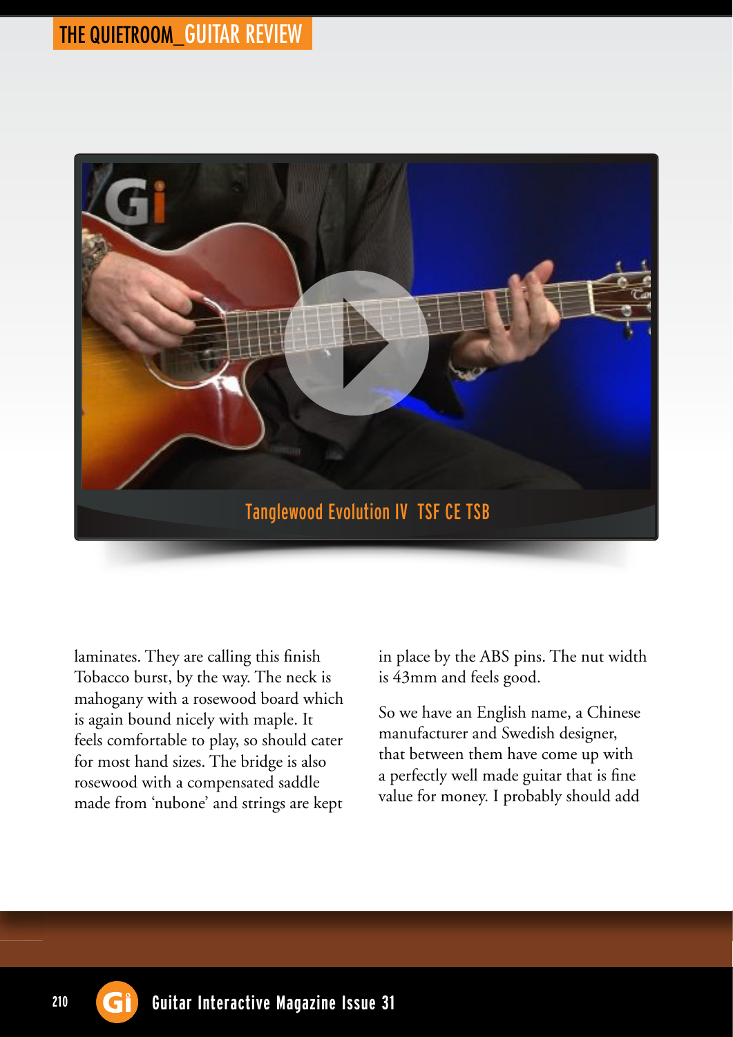Tanglewood Evolution IV  TSF CE TSB

laminates. They are calling this finish Tobacco burst, by the way. The neck is mahogany with a rosewood board which is again bound nicely with maple. It feels comfortable to play, so should cater for most hand sizes. The bridge is also rosewood with a compensated saddle made from 'nubone' and strings are kept in place by the ABS pins. The nut width is 43mm and feels good.

So we have an English name, a Chinese manufacturer and Swedish designer, that between them have come up with a perfectly well made guitar that is fine value for money. I probably should add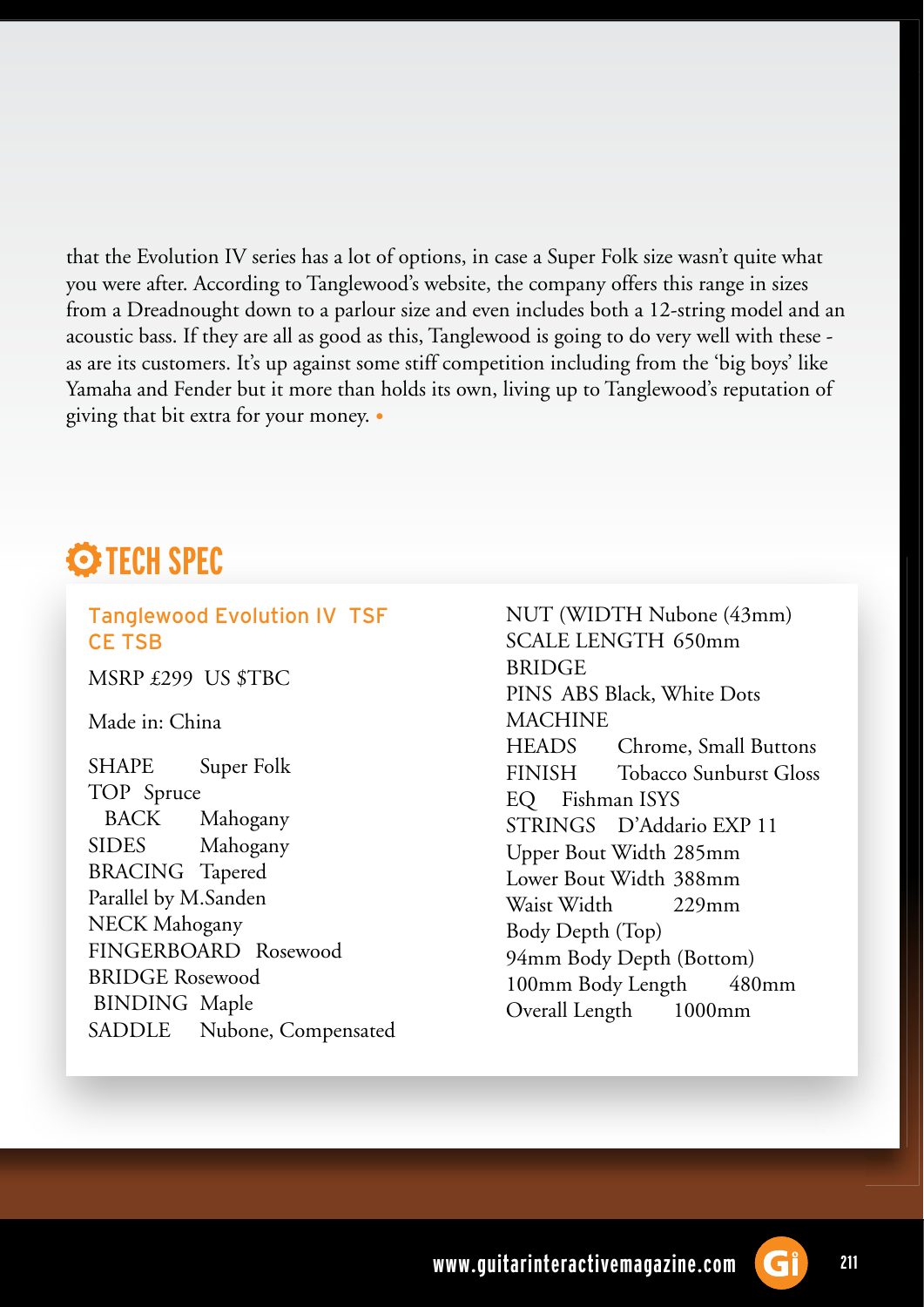that the Evolution IV series has a lot of options, in case a Super Folk size wasn't quite what you were after. According to Tanglewood's website, the company offers this range in sizes from a Dreadnought down to a parlour size and even includes both a 12-string model and an acoustic bass. If they are all as good as this, Tanglewood is going to do very well with these - as are its customers. It's up against some stiff competition including from the 'big boys' like Yamaha and Fender but it more than holds its own, living up to Tanglewood's reputation of giving that bit extra for your money. •

## TECH SPEC

**Tanglewood Evolution IV TSF CE TSB**

MSRP £299 US $TBC

Made in: China

SHAPE Super Folk
TOP Spruce
BACK Mahogany
SIDES Mahogany
BRACING Tapered Parallel by M.Sanden
NECK Mahogany
FINGERBOARD Rosewood
BRIDGE Rosewood
BINDING Maple
SADDLE Nubone, Compensated
NUT (WIDTH Nubone (43mm)
SCALE LENGTH 650mm
BRIDGE PINS ABS Black, White Dots
MACHINE HEADS Chrome, Small Buttons
FINISH Tobacco Sunburst Gloss
EQ Fishman ISYS
STRINGS D'Addario EXP 11
Upper Bout Width 285mm
Lower Bout Width 388mm
Waist Width 229mm
Body Depth (Top) 94mm
Body Depth (Bottom) 100mm
Body Length 480mm
Overall Length 1000mm